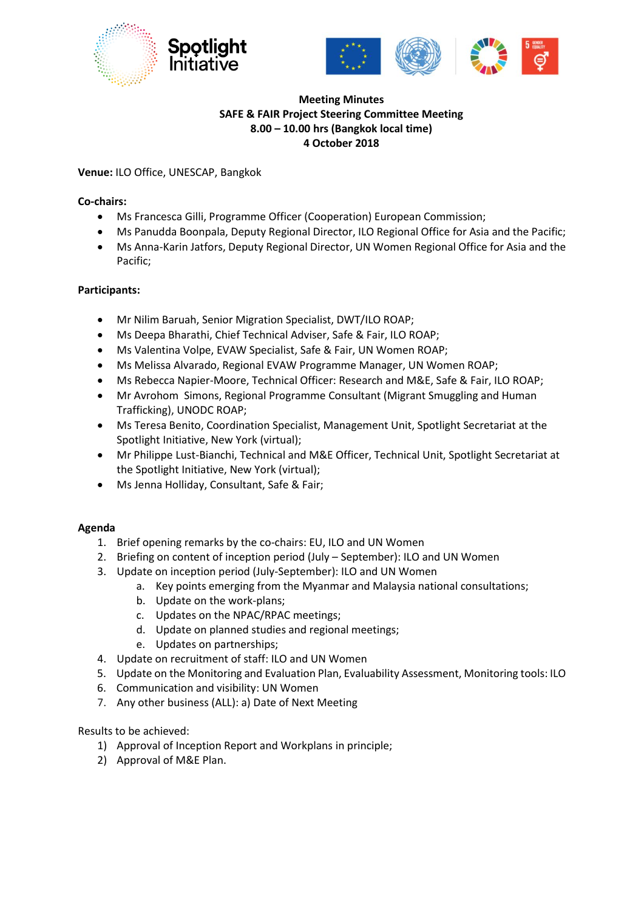**Meeting Minutes**
**SAFE & FAIR Project Steering Committee Meeting**
**8.00 – 10.00 hrs (Bangkok local time)**
**4 October 2018**

**Venue:** ILO Office, UNESCAP, Bangkok

**Co-chairs:**

- Ms Francesca Gilli, Programme Officer (Cooperation) European Commission;
- Ms Panudda Boonpala, Deputy Regional Director, ILO Regional Office for Asia and the Pacific;
- Ms Anna-Karin Jatfors, Deputy Regional Director, UN Women Regional Office for Asia and the Pacific;

**Participants:**

- Mr Nilim Baruah, Senior Migration Specialist, DWT/ILO ROAP;
- Ms Deepa Bharathi, Chief Technical Adviser, Safe & Fair, ILO ROAP;
- Ms Valentina Volpe, EVAW Specialist, Safe & Fair, UN Women ROAP;
- Ms Melissa Alvarado, Regional EVAW Programme Manager, UN Women ROAP;
- Ms Rebecca Napier-Moore, Technical Officer: Research and M&E, Safe & Fair, ILO ROAP;
- Mr Avrohom Simons, Regional Programme Consultant (Migrant Smuggling and Human Trafficking), UNODC ROAP;
- Ms Teresa Benito, Coordination Specialist, Management Unit, Spotlight Secretariat at the Spotlight Initiative, New York (virtual);
- Mr Philippe Lust-Bianchi, Technical and M&E Officer, Technical Unit, Spotlight Secretariat at the Spotlight Initiative, New York (virtual);
- Ms Jenna Holliday, Consultant, Safe & Fair;

**Agenda**

1. Brief opening remarks by the co-chairs: EU, ILO and UN Women
2. Briefing on content of inception period (July – September): ILO and UN Women
3. Update on inception period (July-September): ILO and UN Women
    a. Key points emerging from the Myanmar and Malaysia national consultations;
    b. Update on the work-plans;
    c. Updates on the NPAC/RPAC meetings;
    d. Update on planned studies and regional meetings;
    e. Updates on partnerships;
4. Update on recruitment of staff: ILO and UN Women
5. Update on the Monitoring and Evaluation Plan, Evaluability Assessment, Monitoring tools: ILO
6. Communication and visibility: UN Women
7. Any other business (ALL): a) Date of Next Meeting

Results to be achieved:

1) Approval of Inception Report and Workplans in principle;
2) Approval of M&E Plan.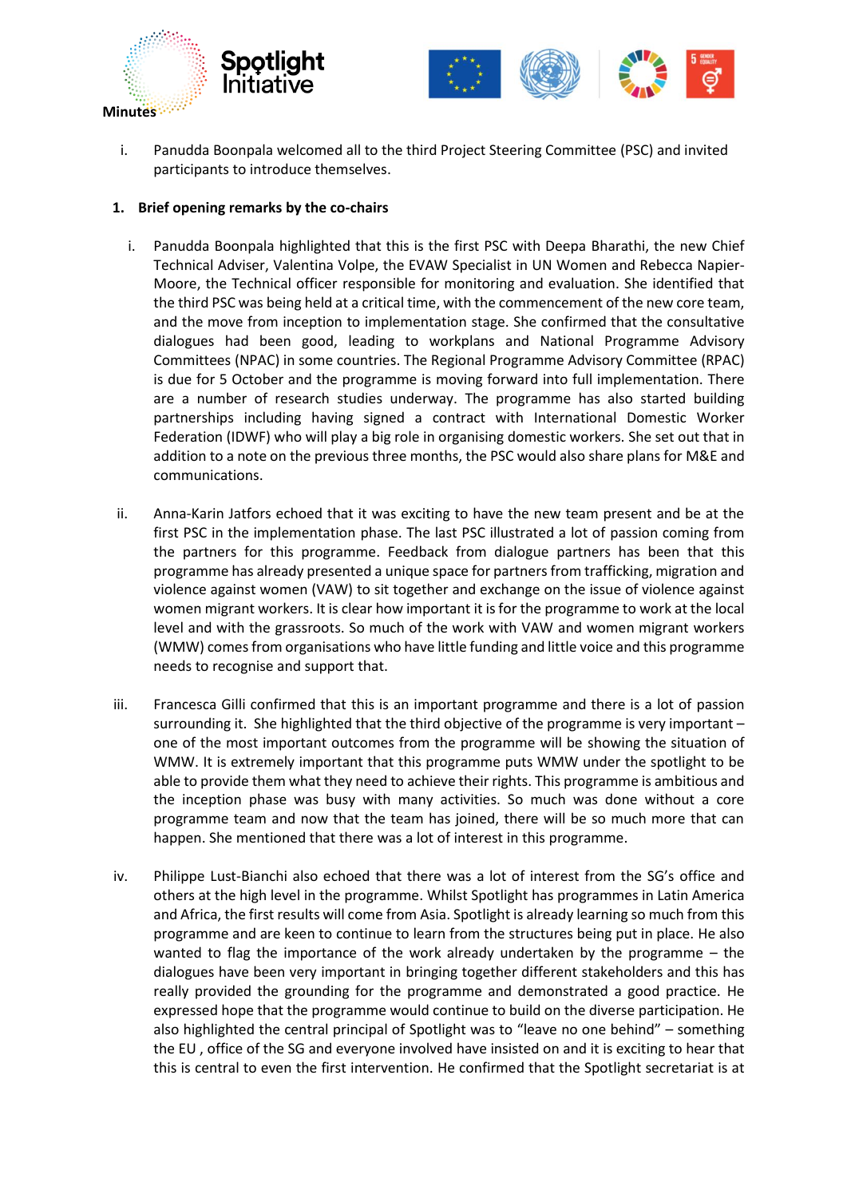i. Panudda Boonpala welcomed all to the third Project Steering Committee (PSC) and invited participants to introduce themselves.

1. **Brief opening remarks by the co-chairs**

i. Panudda Boonpala highlighted that this is the first PSC with Deepa Bharathi, the new Chief Technical Adviser, Valentina Volpe, the EVAW Specialist in UN Women and Rebecca Napier-Moore, the Technical officer responsible for monitoring and evaluation. She identified that the third PSC was being held at a critical time, with the commencement of the new core team, and the move from inception to implementation stage. She confirmed that the consultative dialogues had been good, leading to workplans and National Programme Advisory Committees (NPAC) in some countries. The Regional Programme Advisory Committee (RPAC) is due for 5 October and the programme is moving forward into full implementation. There are a number of research studies underway. The programme has also started building partnerships including having signed a contract with International Domestic Worker Federation (IDWF) who will play a big role in organising domestic workers. She set out that in addition to a note on the previous three months, the PSC would also share plans for M&E and communications.

ii. Anna-Karin Jatfors echoed that it was exciting to have the new team present and be at the first PSC in the implementation phase. The last PSC illustrated a lot of passion coming from the partners for this programme. Feedback from dialogue partners has been that this programme has already presented a unique space for partners from trafficking, migration and violence against women (VAW) to sit together and exchange on the issue of violence against women migrant workers. It is clear how important it is for the programme to work at the local level and with the grassroots. So much of the work with VAW and women migrant workers (WMW) comes from organisations who have little funding and little voice and this programme needs to recognise and support that.

iii. Francesca Gilli confirmed that this is an important programme and there is a lot of passion surrounding it. She highlighted that the third objective of the programme is very important – one of the most important outcomes from the programme will be showing the situation of WMW. It is extremely important that this programme puts WMW under the spotlight to be able to provide them what they need to achieve their rights. This programme is ambitious and the inception phase was busy with many activities. So much was done without a core programme team and now that the team has joined, there will be so much more that can happen. She mentioned that there was a lot of interest in this programme.

iv. Philippe Lust-Bianchi also echoed that there was a lot of interest from the SG's office and others at the high level in the programme. Whilst Spotlight has programmes in Latin America and Africa, the first results will come from Asia. Spotlight is already learning so much from this programme and are keen to continue to learn from the structures being put in place. He also wanted to flag the importance of the work already undertaken by the programme – the dialogues have been very important in bringing together different stakeholders and this has really provided the grounding for the programme and demonstrated a good practice. He expressed hope that the programme would continue to build on the diverse participation. He also highlighted the central principal of Spotlight was to "leave no one behind" – something the EU , office of the SG and everyone involved have insisted on and it is exciting to hear that this is central to even the first intervention. He confirmed that the Spotlight secretariat is at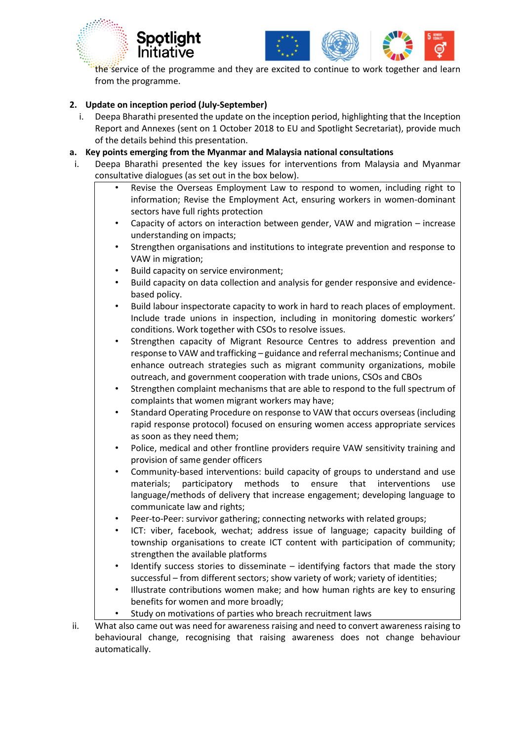the service of the programme and they are excited to continue to work together and learn from the programme.

**2. Update on inception period (July-September)**

i. Deepa Bharathi presented the update on the inception period, highlighting that the Inception Report and Annexes (sent on 1 October 2018 to EU and Spotlight Secretariat), provide much of the details behind this presentation.

**a. Key points emerging from the Myanmar and Malaysia national consultations**

i. Deepa Bharathi presented the key issues for interventions from Malaysia and Myanmar consultative dialogues (as set out in the box below).

- Revise the Overseas Employment Law to respond to women, including right to information; Revise the Employment Act, ensuring workers in women-dominant sectors have full rights protection
- Capacity of actors on interaction between gender, VAW and migration – increase understanding on impacts;
- Strengthen organisations and institutions to integrate prevention and response to VAW in migration;
- Build capacity on service environment;
- Build capacity on data collection and analysis for gender responsive and evidence-based policy.
- Build labour inspectorate capacity to work in hard to reach places of employment. Include trade unions in inspection, including in monitoring domestic workers' conditions. Work together with CSOs to resolve issues.
- Strengthen capacity of Migrant Resource Centres to address prevention and response to VAW and trafficking – guidance and referral mechanisms; Continue and enhance outreach strategies such as migrant community organizations, mobile outreach, and government cooperation with trade unions, CSOs and CBOs
- Strengthen complaint mechanisms that are able to respond to the full spectrum of complaints that women migrant workers may have;
- Standard Operating Procedure on response to VAW that occurs overseas (including rapid response protocol) focused on ensuring women access appropriate services as soon as they need them;
- Police, medical and other frontline providers require VAW sensitivity training and provision of same gender officers
- Community-based interventions: build capacity of groups to understand and use materials; participatory methods to ensure that interventions use language/methods of delivery that increase engagement; developing language to communicate law and rights;
- Peer-to-Peer: survivor gathering; connecting networks with related groups;
- ICT: viber, facebook, wechat; address issue of language; capacity building of township organisations to create ICT content with participation of community; strengthen the available platforms
- Identify success stories to disseminate – identifying factors that made the story successful – from different sectors; show variety of work; variety of identities;
- Illustrate contributions women make; and how human rights are key to ensuring benefits for women and more broadly;
- Study on motivations of parties who breach recruitment laws

ii. What also came out was need for awareness raising and need to convert awareness raising to behavioural change, recognising that raising awareness does not change behaviour automatically.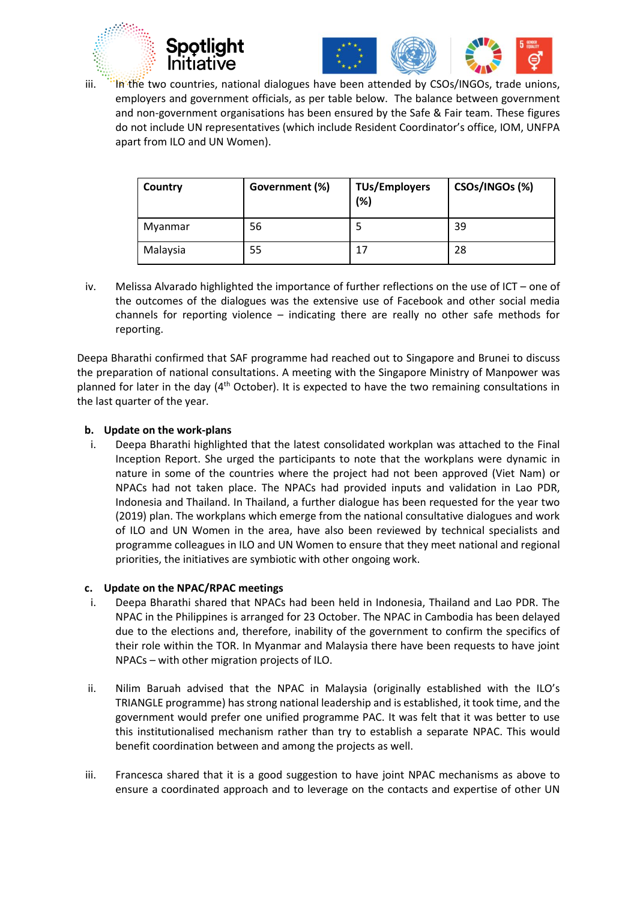iii. In the two countries, national dialogues have been attended by CSOs/INGOs, trade unions, employers and government officials, as per table below. The balance between government and non-government organisations has been ensured by the Safe & Fair team. These figures do not include UN representatives (which include Resident Coordinator's office, IOM, UNFPA apart from ILO and UN Women).

| Country | Government (%) | TUs/Employers (%) | CSOs/INGOs (%) |
|---|---|---|---|
| Myanmar | 56 | 5 | 39 |
| Malaysia | 55 | 17 | 28 |

iv. Melissa Alvarado highlighted the importance of further reflections on the use of ICT – one of the outcomes of the dialogues was the extensive use of Facebook and other social media channels for reporting violence – indicating there are really no other safe methods for reporting.

Deepa Bharathi confirmed that SAF programme had reached out to Singapore and Brunei to discuss the preparation of national consultations. A meeting with the Singapore Ministry of Manpower was planned for later in the day (4th October). It is expected to have the two remaining consultations in the last quarter of the year.

**b. Update on the work-plans**

i. Deepa Bharathi highlighted that the latest consolidated workplan was attached to the Final Inception Report. She urged the participants to note that the workplans were dynamic in nature in some of the countries where the project had not been approved (Viet Nam) or NPACs had not taken place. The NPACs had provided inputs and validation in Lao PDR, Indonesia and Thailand. In Thailand, a further dialogue has been requested for the year two (2019) plan. The workplans which emerge from the national consultative dialogues and work of ILO and UN Women in the area, have also been reviewed by technical specialists and programme colleagues in ILO and UN Women to ensure that they meet national and regional priorities, the initiatives are symbiotic with other ongoing work.

**c. Update on the NPAC/RPAC meetings**

i. Deepa Bharathi shared that NPACs had been held in Indonesia, Thailand and Lao PDR. The NPAC in the Philippines is arranged for 23 October. The NPAC in Cambodia has been delayed due to the elections and, therefore, inability of the government to confirm the specifics of their role within the TOR. In Myanmar and Malaysia there have been requests to have joint NPACs – with other migration projects of ILO.

ii. Nilim Baruah advised that the NPAC in Malaysia (originally established with the ILO's TRIANGLE programme) has strong national leadership and is established, it took time, and the government would prefer one unified programme PAC. It was felt that it was better to use this institutionalised mechanism rather than try to establish a separate NPAC. This would benefit coordination between and among the projects as well.

iii. Francesca shared that it is a good suggestion to have joint NPAC mechanisms as above to ensure a coordinated approach and to leverage on the contacts and expertise of other UN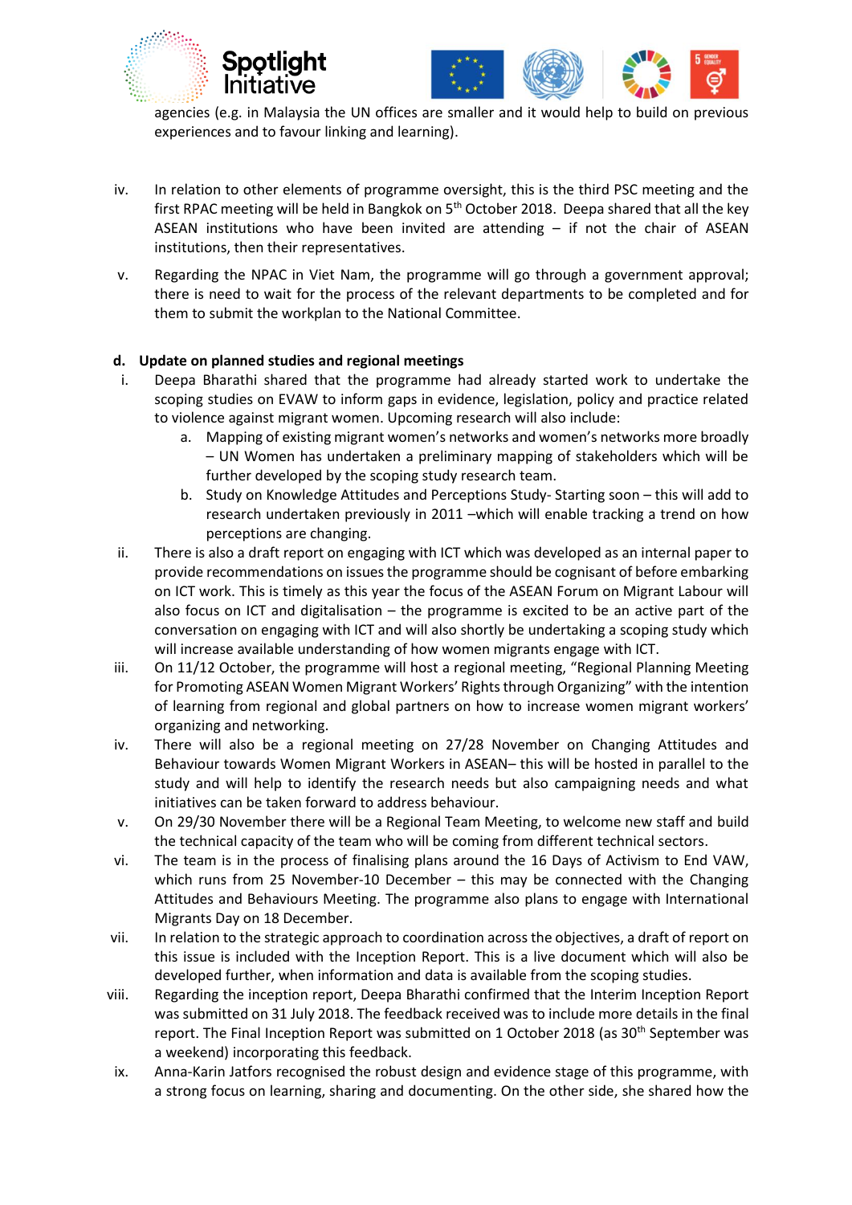agencies (e.g. in Malaysia the UN offices are smaller and it would help to build on previous experiences and to favour linking and learning).

iv. In relation to other elements of programme oversight, this is the third PSC meeting and the first RPAC meeting will be held in Bangkok on 5th October 2018. Deepa shared that all the key ASEAN institutions who have been invited are attending – if not the chair of ASEAN institutions, then their representatives.

v. Regarding the NPAC in Viet Nam, the programme will go through a government approval; there is need to wait for the process of the relevant departments to be completed and for them to submit the workplan to the National Committee.

**d. Update on planned studies and regional meetings**

i. Deepa Bharathi shared that the programme had already started work to undertake the scoping studies on EVAW to inform gaps in evidence, legislation, policy and practice related to violence against migrant women. Upcoming research will also include:
   a. Mapping of existing migrant women's networks and women's networks more broadly – UN Women has undertaken a preliminary mapping of stakeholders which will be further developed by the scoping study research team.
   b. Study on Knowledge Attitudes and Perceptions Study- Starting soon – this will add to research undertaken previously in 2011 –which will enable tracking a trend on how perceptions are changing.

ii. There is also a draft report on engaging with ICT which was developed as an internal paper to provide recommendations on issues the programme should be cognisant of before embarking on ICT work. This is timely as this year the focus of the ASEAN Forum on Migrant Labour will also focus on ICT and digitalisation – the programme is excited to be an active part of the conversation on engaging with ICT and will also shortly be undertaking a scoping study which will increase available understanding of how women migrants engage with ICT.

iii. On 11/12 October, the programme will host a regional meeting, "Regional Planning Meeting for Promoting ASEAN Women Migrant Workers' Rights through Organizing" with the intention of learning from regional and global partners on how to increase women migrant workers' organizing and networking.

iv. There will also be a regional meeting on 27/28 November on Changing Attitudes and Behaviour towards Women Migrant Workers in ASEAN– this will be hosted in parallel to the study and will help to identify the research needs but also campaigning needs and what initiatives can be taken forward to address behaviour.

v. On 29/30 November there will be a Regional Team Meeting, to welcome new staff and build the technical capacity of the team who will be coming from different technical sectors.

vi. The team is in the process of finalising plans around the 16 Days of Activism to End VAW, which runs from 25 November-10 December – this may be connected with the Changing Attitudes and Behaviours Meeting. The programme also plans to engage with International Migrants Day on 18 December.

vii. In relation to the strategic approach to coordination across the objectives, a draft of report on this issue is included with the Inception Report. This is a live document which will also be developed further, when information and data is available from the scoping studies.

viii. Regarding the inception report, Deepa Bharathi confirmed that the Interim Inception Report was submitted on 31 July 2018. The feedback received was to include more details in the final report. The Final Inception Report was submitted on 1 October 2018 (as 30th September was a weekend) incorporating this feedback.

ix. Anna-Karin Jatfors recognised the robust design and evidence stage of this programme, with a strong focus on learning, sharing and documenting. On the other side, she shared how the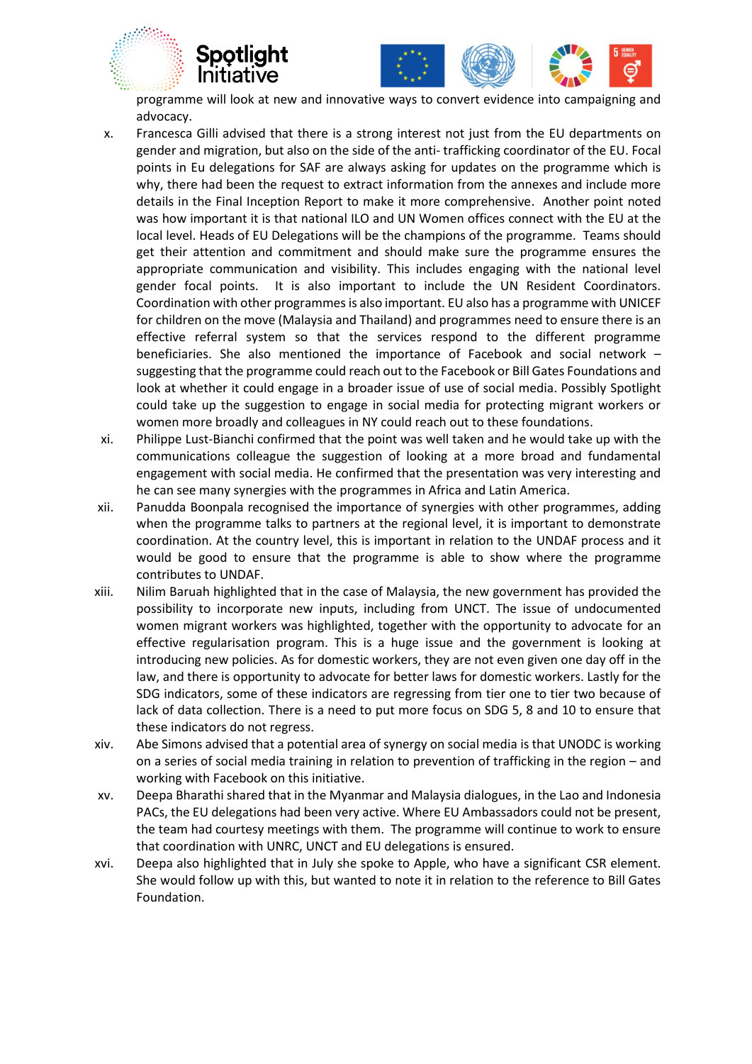programme will look at new and innovative ways to convert evidence into campaigning and advocacy.

x. Francesca Gilli advised that there is a strong interest not just from the EU departments on gender and migration, but also on the side of the anti- trafficking coordinator of the EU. Focal points in Eu delegations for SAF are always asking for updates on the programme which is why, there had been the request to extract information from the annexes and include more details in the Final Inception Report to make it more comprehensive. Another point noted was how important it is that national ILO and UN Women offices connect with the EU at the local level. Heads of EU Delegations will be the champions of the programme. Teams should get their attention and commitment and should make sure the programme ensures the appropriate communication and visibility. This includes engaging with the national level gender focal points. It is also important to include the UN Resident Coordinators. Coordination with other programmes is also important. EU also has a programme with UNICEF for children on the move (Malaysia and Thailand) and programmes need to ensure there is an effective referral system so that the services respond to the different programme beneficiaries. She also mentioned the importance of Facebook and social network – suggesting that the programme could reach out to the Facebook or Bill Gates Foundations and look at whether it could engage in a broader issue of use of social media. Possibly Spotlight could take up the suggestion to engage in social media for protecting migrant workers or women more broadly and colleagues in NY could reach out to these foundations.

xi. Philippe Lust-Bianchi confirmed that the point was well taken and he would take up with the communications colleague the suggestion of looking at a more broad and fundamental engagement with social media. He confirmed that the presentation was very interesting and he can see many synergies with the programmes in Africa and Latin America.

xii. Panudda Boonpala recognised the importance of synergies with other programmes, adding when the programme talks to partners at the regional level, it is important to demonstrate coordination. At the country level, this is important in relation to the UNDAF process and it would be good to ensure that the programme is able to show where the programme contributes to UNDAF.

xiii. Nilim Baruah highlighted that in the case of Malaysia, the new government has provided the possibility to incorporate new inputs, including from UNCT. The issue of undocumented women migrant workers was highlighted, together with the opportunity to advocate for an effective regularisation program. This is a huge issue and the government is looking at introducing new policies. As for domestic workers, they are not even given one day off in the law, and there is opportunity to advocate for better laws for domestic workers. Lastly for the SDG indicators, some of these indicators are regressing from tier one to tier two because of lack of data collection. There is a need to put more focus on SDG 5, 8 and 10 to ensure that these indicators do not regress.

xiv. Abe Simons advised that a potential area of synergy on social media is that UNODC is working on a series of social media training in relation to prevention of trafficking in the region – and working with Facebook on this initiative.

xv. Deepa Bharathi shared that in the Myanmar and Malaysia dialogues, in the Lao and Indonesia PACs, the EU delegations had been very active. Where EU Ambassadors could not be present, the team had courtesy meetings with them. The programme will continue to work to ensure that coordination with UNRC, UNCT and EU delegations is ensured.

xvi. Deepa also highlighted that in July she spoke to Apple, who have a significant CSR element. She would follow up with this, but wanted to note it in relation to the reference to Bill Gates Foundation.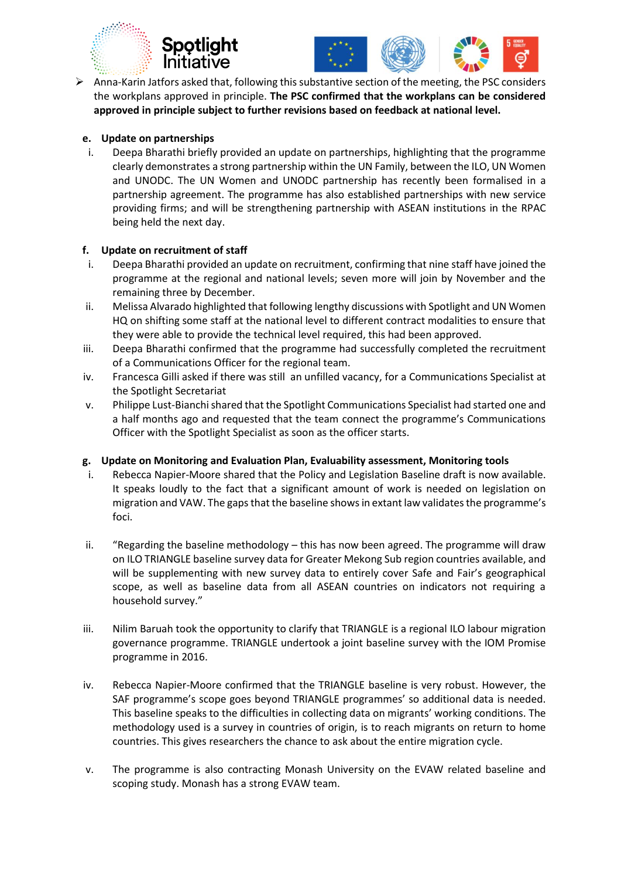- Anna-Karin Jatfors asked that, following this substantive section of the meeting, the PSC considers the workplans approved in principle. **The PSC confirmed that the workplans can be considered approved in principle subject to further revisions based on feedback at national level.**

**e. Update on partnerships**

i. Deepa Bharathi briefly provided an update on partnerships, highlighting that the programme clearly demonstrates a strong partnership within the UN Family, between the ILO, UN Women and UNODC. The UN Women and UNODC partnership has recently been formalised in a partnership agreement. The programme has also established partnerships with new service providing firms; and will be strengthening partnership with ASEAN institutions in the RPAC being held the next day.

**f. Update on recruitment of staff**

i. Deepa Bharathi provided an update on recruitment, confirming that nine staff have joined the programme at the regional and national levels; seven more will join by November and the remaining three by December.

ii. Melissa Alvarado highlighted that following lengthy discussions with Spotlight and UN Women HQ on shifting some staff at the national level to different contract modalities to ensure that they were able to provide the technical level required, this had been approved.

iii. Deepa Bharathi confirmed that the programme had successfully completed the recruitment of a Communications Officer for the regional team.

iv. Francesca Gilli asked if there was still an unfilled vacancy, for a Communications Specialist at the Spotlight Secretariat

v. Philippe Lust-Bianchi shared that the Spotlight Communications Specialist had started one and a half months ago and requested that the team connect the programme's Communications Officer with the Spotlight Specialist as soon as the officer starts.

**g. Update on Monitoring and Evaluation Plan, Evaluability assessment, Monitoring tools**

i. Rebecca Napier-Moore shared that the Policy and Legislation Baseline draft is now available. It speaks loudly to the fact that a significant amount of work is needed on legislation on migration and VAW. The gaps that the baseline shows in extant law validates the programme's foci.

ii. "Regarding the baseline methodology – this has now been agreed. The programme will draw on ILO TRIANGLE baseline survey data for Greater Mekong Sub region countries available, and will be supplementing with new survey data to entirely cover Safe and Fair's geographical scope, as well as baseline data from all ASEAN countries on indicators not requiring a household survey."

iii. Nilim Baruah took the opportunity to clarify that TRIANGLE is a regional ILO labour migration governance programme. TRIANGLE undertook a joint baseline survey with the IOM Promise programme in 2016.

iv. Rebecca Napier-Moore confirmed that the TRIANGLE baseline is very robust. However, the SAF programme's scope goes beyond TRIANGLE programmes' so additional data is needed. This baseline speaks to the difficulties in collecting data on migrants' working conditions. The methodology used is a survey in countries of origin, is to reach migrants on return to home countries. This gives researchers the chance to ask about the entire migration cycle.

v. The programme is also contracting Monash University on the EVAW related baseline and scoping study. Monash has a strong EVAW team.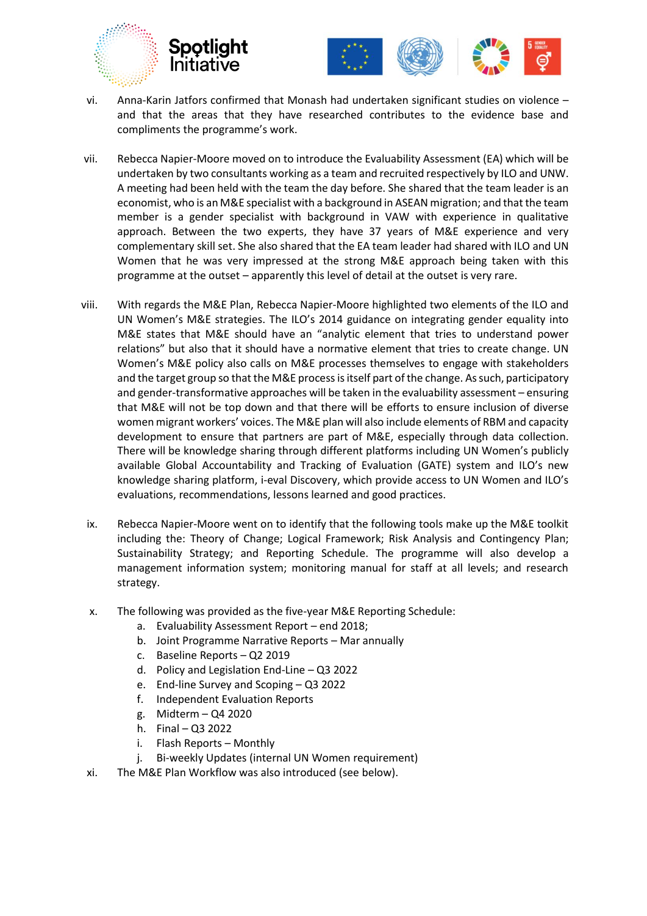vi. Anna-Karin Jatfors confirmed that Monash had undertaken significant studies on violence – and that the areas that they have researched contributes to the evidence base and compliments the programme's work.

vii. Rebecca Napier-Moore moved on to introduce the Evaluability Assessment (EA) which will be undertaken by two consultants working as a team and recruited respectively by ILO and UNW. A meeting had been held with the team the day before. She shared that the team leader is an economist, who is an M&E specialist with a background in ASEAN migration; and that the team member is a gender specialist with background in VAW with experience in qualitative approach. Between the two experts, they have 37 years of M&E experience and very complementary skill set. She also shared that the EA team leader had shared with ILO and UN Women that he was very impressed at the strong M&E approach being taken with this programme at the outset – apparently this level of detail at the outset is very rare.

viii. With regards the M&E Plan, Rebecca Napier-Moore highlighted two elements of the ILO and UN Women's M&E strategies. The ILO's 2014 guidance on integrating gender equality into M&E states that M&E should have an "analytic element that tries to understand power relations" but also that it should have a normative element that tries to create change. UN Women's M&E policy also calls on M&E processes themselves to engage with stakeholders and the target group so that the M&E process is itself part of the change. As such, participatory and gender-transformative approaches will be taken in the evaluability assessment – ensuring that M&E will not be top down and that there will be efforts to ensure inclusion of diverse women migrant workers' voices. The M&E plan will also include elements of RBM and capacity development to ensure that partners are part of M&E, especially through data collection. There will be knowledge sharing through different platforms including UN Women's publicly available Global Accountability and Tracking of Evaluation (GATE) system and ILO's new knowledge sharing platform, i-eval Discovery, which provide access to UN Women and ILO's evaluations, recommendations, lessons learned and good practices.

ix. Rebecca Napier-Moore went on to identify that the following tools make up the M&E toolkit including the: Theory of Change; Logical Framework; Risk Analysis and Contingency Plan; Sustainability Strategy; and Reporting Schedule. The programme will also develop a management information system; monitoring manual for staff at all levels; and research strategy.

x. The following was provided as the five-year M&E Reporting Schedule:
   a. Evaluability Assessment Report – end 2018;
   b. Joint Programme Narrative Reports – Mar annually
   c. Baseline Reports – Q2 2019
   d. Policy and Legislation End-Line – Q3 2022
   e. End-line Survey and Scoping – Q3 2022
   f. Independent Evaluation Reports
   g. Midterm – Q4 2020
   h. Final – Q3 2022
   i. Flash Reports – Monthly
   j. Bi-weekly Updates (internal UN Women requirement)

xi. The M&E Plan Workflow was also introduced (see below).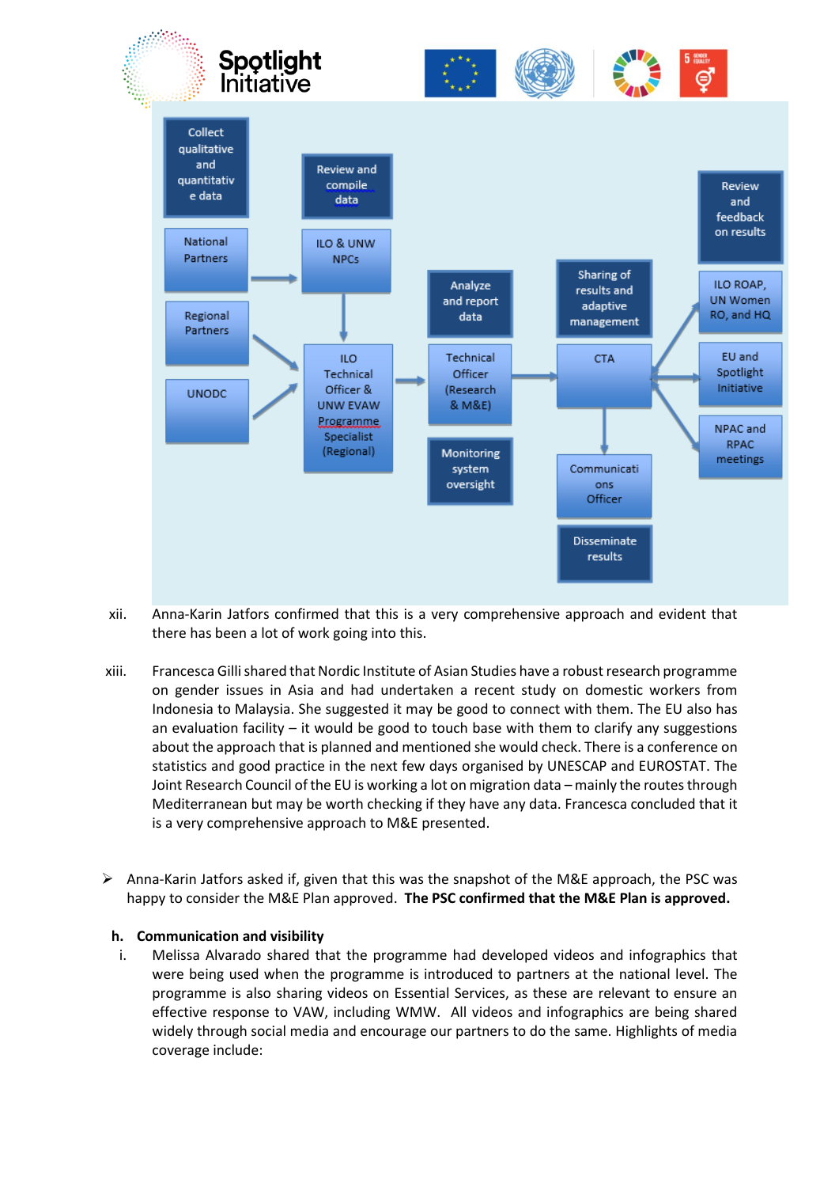Collect qualitative and quantitative data

Review and compile data

Review and feedback on results

National Partners

ILO & UNW NPCs

Regional Partners

UNODC

ILO Technical Officer & UNW EVAW Programme Specialist (Regional)

Analyze and report data

Technical Officer (Research & M&E)

Monitoring system oversight

Sharing of results and adaptive management

CTA

Communications Officer

Disseminate results

ILO ROAP, UN Women RO, and HQ

EU and Spotlight Initiative

NPAC and RPAC meetings

xii. Anna-Karin Jatfors confirmed that this is a very comprehensive approach and evident that there has been a lot of work going into this.

xiii. Francesca Gilli shared that Nordic Institute of Asian Studies have a robust research programme on gender issues in Asia and had undertaken a recent study on domestic workers from Indonesia to Malaysia. She suggested it may be good to connect with them. The EU also has an evaluation facility – it would be good to touch base with them to clarify any suggestions about the approach that is planned and mentioned she would check. There is a conference on statistics and good practice in the next few days organised by UNESCAP and EUROSTAT. The Joint Research Council of the EU is working a lot on migration data – mainly the routes through Mediterranean but may be worth checking if they have any data. Francesca concluded that it is a very comprehensive approach to M&E presented.

- Anna-Karin Jatfors asked if, given that this was the snapshot of the M&E approach, the PSC was happy to consider the M&E Plan approved. **The PSC confirmed that the M&E Plan is approved.**

**h. Communication and visibility**

i. Melissa Alvarado shared that the programme had developed videos and infographics that were being used when the programme is introduced to partners at the national level. The programme is also sharing videos on Essential Services, as these are relevant to ensure an effective response to VAW, including WMW. All videos and infographics are being shared widely through social media and encourage our partners to do the same. Highlights of media coverage include: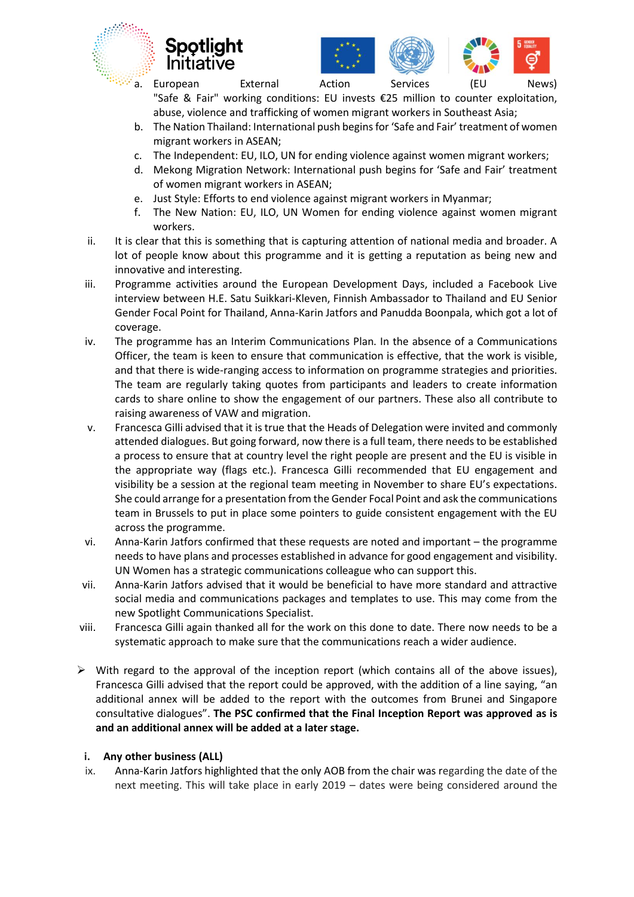a. European External Action Services (EU News) "Safe & Fair" working conditions: EU invests €25 million to counter exploitation, abuse, violence and trafficking of women migrant workers in Southeast Asia;
b. The Nation Thailand: International push begins for 'Safe and Fair' treatment of women migrant workers in ASEAN;
c. The Independent: EU, ILO, UN for ending violence against women migrant workers;
d. Mekong Migration Network: International push begins for 'Safe and Fair' treatment of women migrant workers in ASEAN;
e. Just Style: Efforts to end violence against migrant workers in Myanmar;
f. The New Nation: EU, ILO, UN Women for ending violence against women migrant workers.

ii. It is clear that this is something that is capturing attention of national media and broader. A lot of people know about this programme and it is getting a reputation as being new and innovative and interesting.

iii. Programme activities around the European Development Days, included a Facebook Live interview between H.E. Satu Suikkari-Kleven, Finnish Ambassador to Thailand and EU Senior Gender Focal Point for Thailand, Anna-Karin Jatfors and Panudda Boonpala, which got a lot of coverage.

iv. The programme has an Interim Communications Plan. In the absence of a Communications Officer, the team is keen to ensure that communication is effective, that the work is visible, and that there is wide-ranging access to information on programme strategies and priorities. The team are regularly taking quotes from participants and leaders to create information cards to share online to show the engagement of our partners. These also all contribute to raising awareness of VAW and migration.

v. Francesca Gilli advised that it is true that the Heads of Delegation were invited and commonly attended dialogues. But going forward, now there is a full team, there needs to be established a process to ensure that at country level the right people are present and the EU is visible in the appropriate way (flags etc.). Francesca Gilli recommended that EU engagement and visibility be a session at the regional team meeting in November to share EU's expectations. She could arrange for a presentation from the Gender Focal Point and ask the communications team in Brussels to put in place some pointers to guide consistent engagement with the EU across the programme.

vi. Anna-Karin Jatfors confirmed that these requests are noted and important – the programme needs to have plans and processes established in advance for good engagement and visibility. UN Women has a strategic communications colleague who can support this.

vii. Anna-Karin Jatfors advised that it would be beneficial to have more standard and attractive social media and communications packages and templates to use. This may come from the new Spotlight Communications Specialist.

viii. Francesca Gilli again thanked all for the work on this done to date. There now needs to be a systematic approach to make sure that the communications reach a wider audience.

- With regard to the approval of the inception report (which contains all of the above issues), Francesca Gilli advised that the report could be approved, with the addition of a line saying, "an additional annex will be added to the report with the outcomes from Brunei and Singapore consultative dialogues". **The PSC confirmed that the Final Inception Report was approved as is and an additional annex will be added at a later stage.**

**i. Any other business (ALL)**

ix. Anna-Karin Jatfors highlighted that the only AOB from the chair was regarding the date of the next meeting. This will take place in early 2019 – dates were being considered around the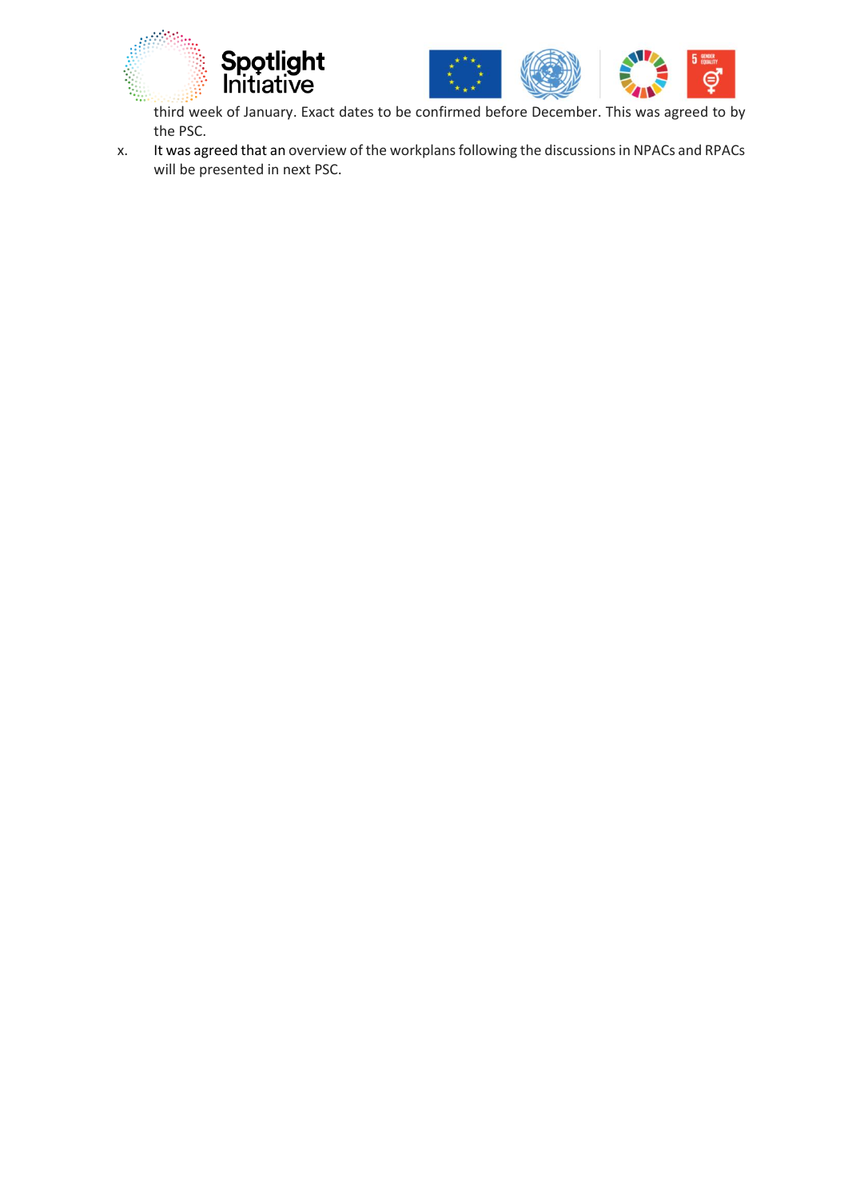third week of January. Exact dates to be confirmed before December. This was agreed to by the PSC.

x. It was agreed that an overview of the workplans following the discussions in NPACs and RPACs will be presented in next PSC.